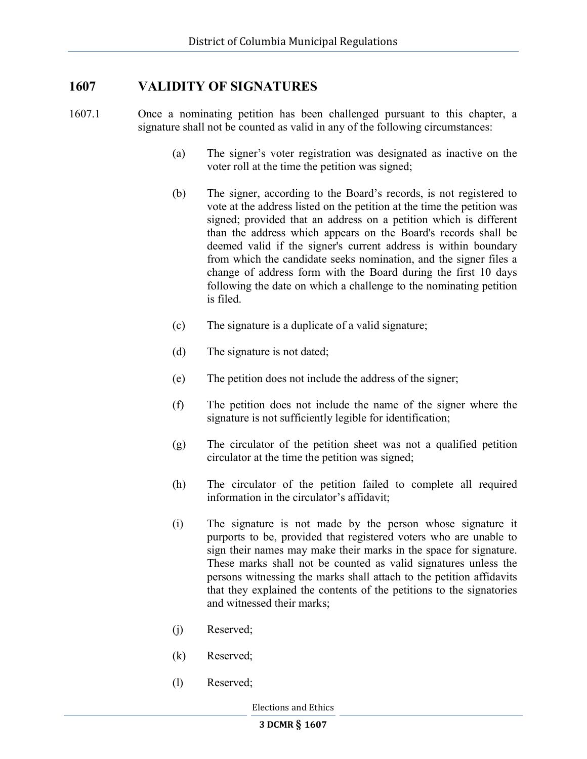## 1607 VALIDITY OF SIGNATURES

1607.1 Once a nominating petition has been challenged pursuant to this chapter, a signature shall not be counted as valid in any of the following circumstances:

(a) The signer's voter registration was designated as inactive on the voter roll at the time the petition was signed;

(b) The signer, according to the Board's records, is not registered to vote at the address listed on the petition at the time the petition was signed; provided that an address on a petition which is different than the address which appears on the Board's records shall be deemed valid if the signer's current address is within boundary from which the candidate seeks nomination, and the signer files a change of address form with the Board during the first 10 days following the date on which a challenge to the nominating petition is filed.

(c) The signature is a duplicate of a valid signature;

(d) The signature is not dated;

(e) The petition does not include the address of the signer;

(f) The petition does not include the name of the signer where the signature is not sufficiently legible for identification;

(g) The circulator of the petition sheet was not a qualified petition circulator at the time the petition was signed;

(h) The circulator of the petition failed to complete all required information in the circulator's affidavit;

(i) The signature is not made by the person whose signature it purports to be, provided that registered voters who are unable to sign their names may make their marks in the space for signature. These marks shall not be counted as valid signatures unless the persons witnessing the marks shall attach to the petition affidavits that they explained the contents of the petitions to the signatories and witnessed their marks;

(j) Reserved;

(k) Reserved;

(l) Reserved;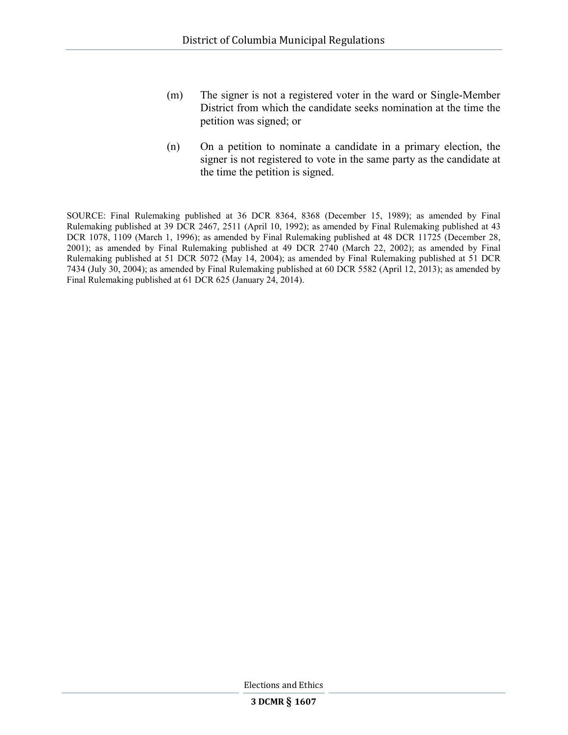(m) The signer is not a registered voter in the ward or Single-Member District from which the candidate seeks nomination at the time the petition was signed; or

(n) On a petition to nominate a candidate in a primary election, the signer is not registered to vote in the same party as the candidate at the time the petition is signed.

SOURCE: Final Rulemaking published at 36 DCR 8364, 8368 (December 15, 1989); as amended by Final Rulemaking published at 39 DCR 2467, 2511 (April 10, 1992); as amended by Final Rulemaking published at 43 DCR 1078, 1109 (March 1, 1996); as amended by Final Rulemaking published at 48 DCR 11725 (December 28, 2001); as amended by Final Rulemaking published at 49 DCR 2740 (March 22, 2002); as amended by Final Rulemaking published at 51 DCR 5072 (May 14, 2004); as amended by Final Rulemaking published at 51 DCR 7434 (July 30, 2004); as amended by Final Rulemaking published at 60 DCR 5582 (April 12, 2013); as amended by Final Rulemaking published at 61 DCR 625 (January 24, 2014).